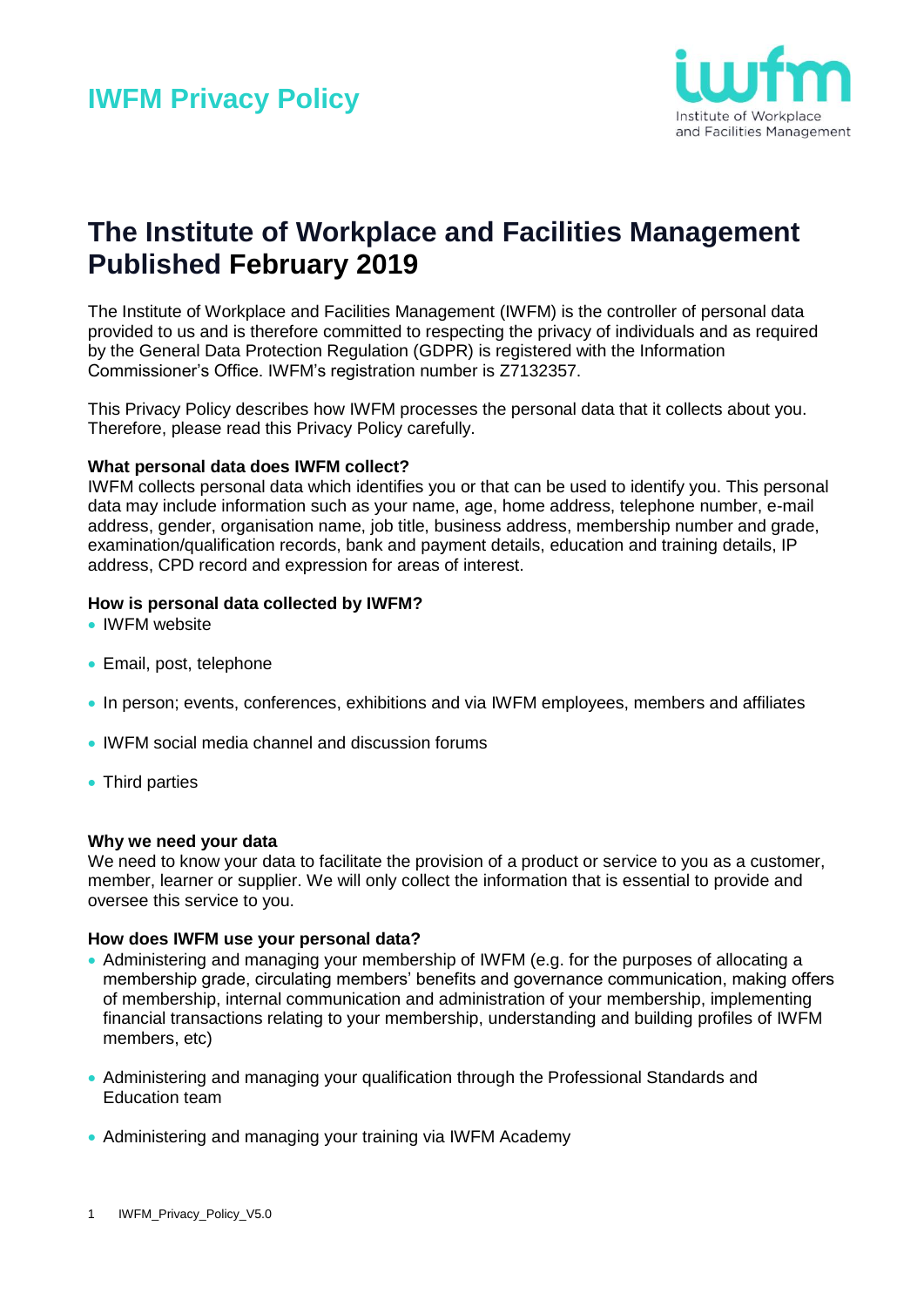# IWFM Privacy Policy

## The Institute of Workplace and Facilities Management Published February 2019

The Institute of Workplace and Facilities Management (IWFM) is the controller of personal data provided to us and is therefore committed to respecting the privacy of individuals and as required by the General Data Protection Regulation (GDPR) is registered with the Information Commissioner's Office. IWFM's registration number is Z7132357.

This Privacy Policy describes how IWFM processes the personal data that it collects about you. Therefore, please read this Privacy Policy carefully.

**What personal data does IWFM collect?**

IWFM collects personal data which identifies you or that can be used to identify you. This personal data may include information such as your name, age, home address, telephone number, e-mail address, gender, organisation name, job title, business address, membership number and grade, examination/qualification records, bank and payment details, education and training details, IP address, CPD record and expression for areas of interest.

**How is personal data collected by IWFM?**

- IWFM website
- Email, post, telephone
- In person; events, conferences, exhibitions and via IWFM employees, members and affiliates
- IWFM social media channel and discussion forums
- Third parties

**Why we need your data**

We need to know your data to facilitate the provision of a product or service to you as a customer, member, learner or supplier. We will only collect the information that is essential to provide and oversee this service to you.

**How does IWFM use your personal data?**

- Administering and managing your membership of IWFM (e.g. for the purposes of allocating a membership grade, circulating members' benefits and governance communication, making offers of membership, internal communication and administration of your membership, implementing financial transactions relating to your membership, understanding and building profiles of IWFM members, etc)
- Administering and managing your qualification through the Professional Standards and Education team
- Administering and managing your training via IWFM Academy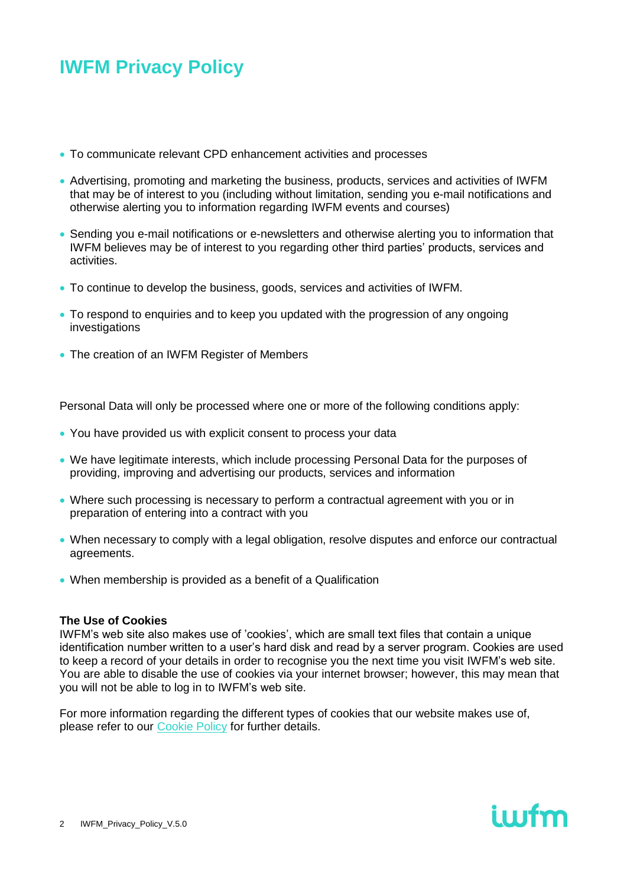# IWFM Privacy Policy

- To communicate relevant CPD enhancement activities and processes
- Advertising, promoting and marketing the business, products, services and activities of IWFM that may be of interest to you (including without limitation, sending you e-mail notifications and otherwise alerting you to information regarding IWFM events and courses)
- Sending you e-mail notifications or e-newsletters and otherwise alerting you to information that IWFM believes may be of interest to you regarding other third parties' products, services and activities.
- To continue to develop the business, goods, services and activities of IWFM.
- To respond to enquiries and to keep you updated with the progression of any ongoing investigations
- The creation of an IWFM Register of Members

Personal Data will only be processed where one or more of the following conditions apply:

- You have provided us with explicit consent to process your data
- We have legitimate interests, which include processing Personal Data for the purposes of providing, improving and advertising our products, services and information
- Where such processing is necessary to perform a contractual agreement with you or in preparation of entering into a contract with you
- When necessary to comply with a legal obligation, resolve disputes and enforce our contractual agreements.
- When membership is provided as a benefit of a Qualification

**The Use of Cookies**

IWFM's web site also makes use of 'cookies', which are small text files that contain a unique identification number written to a user's hard disk and read by a server program. Cookies are used to keep a record of your details in order to recognise you the next time you visit IWFM's web site. You are able to disable the use of cookies via your internet browser; however, this may mean that you will not be able to log in to IWFM's web site.

For more information regarding the different types of cookies that our website makes use of, please refer to our Cookie Policy for further details.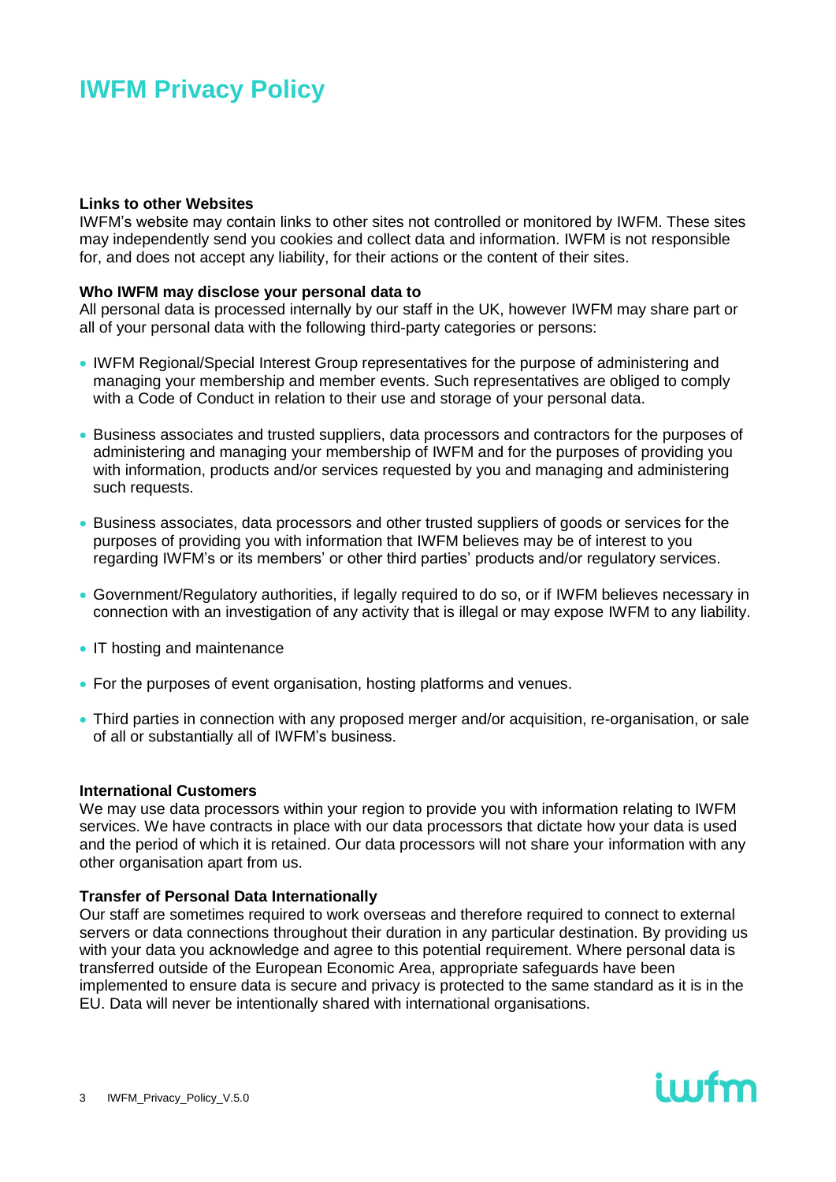# IWFM Privacy Policy

**Links to other Websites**
IWFM's website may contain links to other sites not controlled or monitored by IWFM. These sites may independently send you cookies and collect data and information. IWFM is not responsible for, and does not accept any liability, for their actions or the content of their sites.

**Who IWFM may disclose your personal data to**
All personal data is processed internally by our staff in the UK, however IWFM may share part or all of your personal data with the following third-party categories or persons:

- IWFM Regional/Special Interest Group representatives for the purpose of administering and managing your membership and member events. Such representatives are obliged to comply with a Code of Conduct in relation to their use and storage of your personal data.
- Business associates and trusted suppliers, data processors and contractors for the purposes of administering and managing your membership of IWFM and for the purposes of providing you with information, products and/or services requested by you and managing and administering such requests.
- Business associates, data processors and other trusted suppliers of goods or services for the purposes of providing you with information that IWFM believes may be of interest to you regarding IWFM's or its members' or other third parties' products and/or regulatory services.
- Government/Regulatory authorities, if legally required to do so, or if IWFM believes necessary in connection with an investigation of any activity that is illegal or may expose IWFM to any liability.
- IT hosting and maintenance
- For the purposes of event organisation, hosting platforms and venues.
- Third parties in connection with any proposed merger and/or acquisition, re-organisation, or sale of all or substantially all of IWFM's business.

**International Customers**
We may use data processors within your region to provide you with information relating to IWFM services. We have contracts in place with our data processors that dictate how your data is used and the period of which it is retained. Our data processors will not share your information with any other organisation apart from us.

**Transfer of Personal Data Internationally**
Our staff are sometimes required to work overseas and therefore required to connect to external servers or data connections throughout their duration in any particular destination. By providing us with your data you acknowledge and agree to this potential requirement. Where personal data is transferred outside of the European Economic Area, appropriate safeguards have been implemented to ensure data is secure and privacy is protected to the same standard as it is in the EU. Data will never be intentionally shared with international organisations.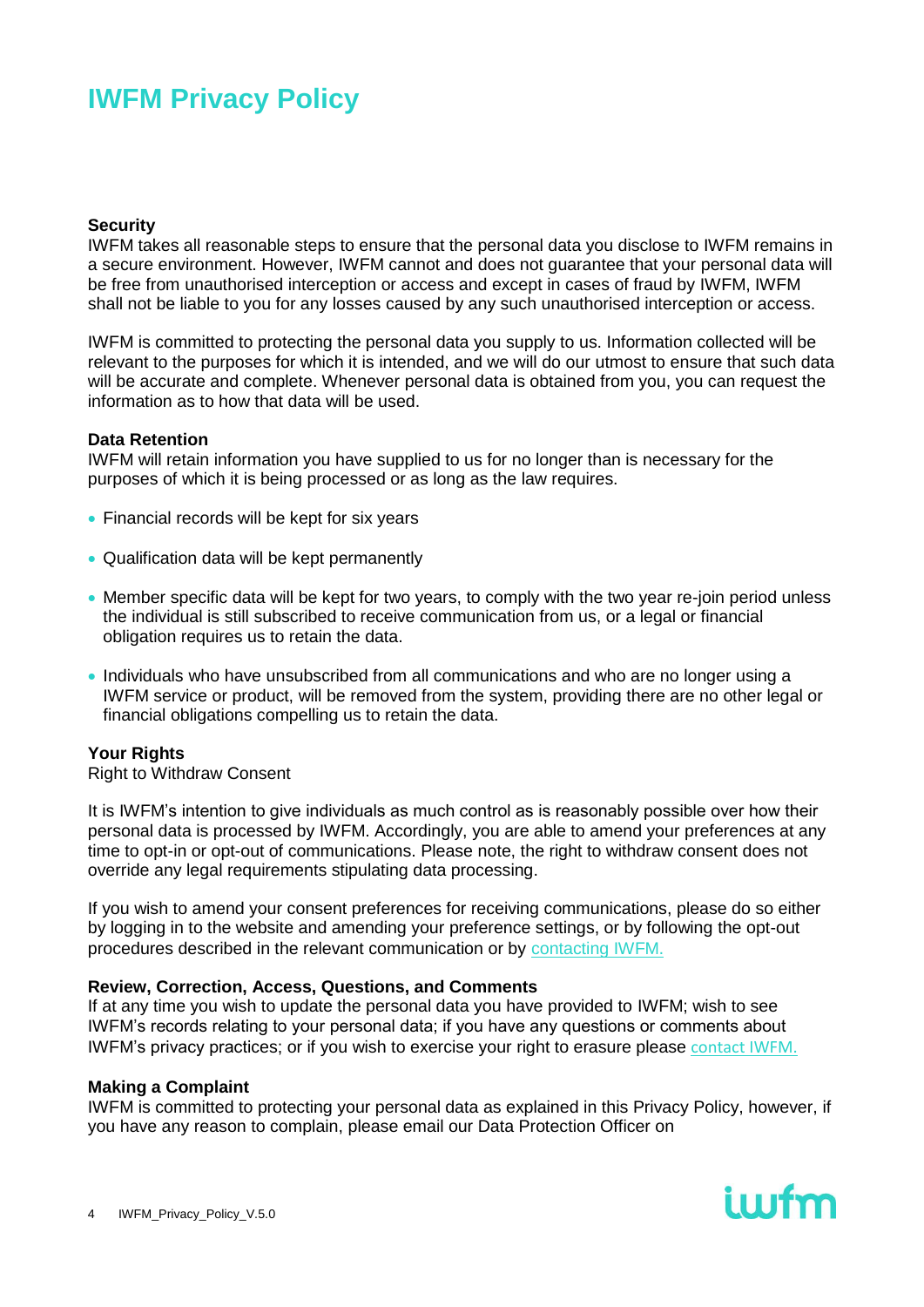# IWFM Privacy Policy

**Security**

IWFM takes all reasonable steps to ensure that the personal data you disclose to IWFM remains in a secure environment. However, IWFM cannot and does not guarantee that your personal data will be free from unauthorised interception or access and except in cases of fraud by IWFM, IWFM shall not be liable to you for any losses caused by any such unauthorised interception or access.

IWFM is committed to protecting the personal data you supply to us. Information collected will be relevant to the purposes for which it is intended, and we will do our utmost to ensure that such data will be accurate and complete. Whenever personal data is obtained from you, you can request the information as to how that data will be used.

**Data Retention**

IWFM will retain information you have supplied to us for no longer than is necessary for the purposes of which it is being processed or as long as the law requires.

- Financial records will be kept for six years
- Qualification data will be kept permanently
- Member specific data will be kept for two years, to comply with the two year re-join period unless the individual is still subscribed to receive communication from us, or a legal or financial obligation requires us to retain the data.
- Individuals who have unsubscribed from all communications and who are no longer using a IWFM service or product, will be removed from the system, providing there are no other legal or financial obligations compelling us to retain the data.

**Your Rights**

Right to Withdraw Consent

It is IWFM's intention to give individuals as much control as is reasonably possible over how their personal data is processed by IWFM. Accordingly, you are able to amend your preferences at any time to opt-in or opt-out of communications. Please note, the right to withdraw consent does not override any legal requirements stipulating data processing.

If you wish to amend your consent preferences for receiving communications, please do so either by logging in to the website and amending your preference settings, or by following the opt-out procedures described in the relevant communication or by contacting IWFM.

**Review, Correction, Access, Questions, and Comments**

If at any time you wish to update the personal data you have provided to IWFM; wish to see IWFM's records relating to your personal data; if you have any questions or comments about IWFM's privacy practices; or if you wish to exercise your right to erasure please contact IWFM.

**Making a Complaint**

IWFM is committed to protecting your personal data as explained in this Privacy Policy, however, if you have any reason to complain, please email our Data Protection Officer on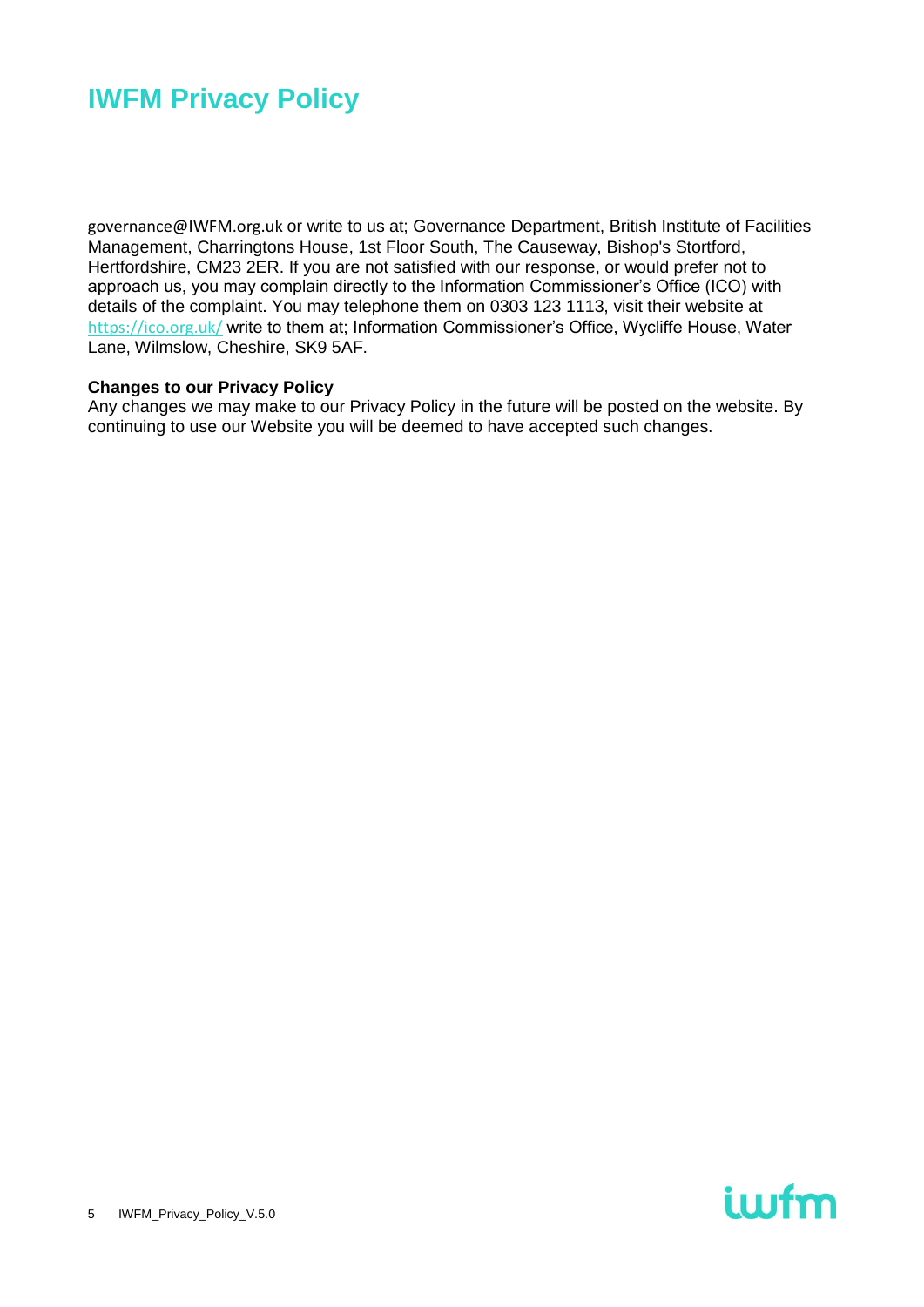governance@IWFM.org.uk or write to us at; Governance Department, British Institute of Facilities Management, Charringtons House, 1st Floor South, The Causeway, Bishop's Stortford, Hertfordshire, CM23 2ER. If you are not satisfied with our response, or would prefer not to approach us, you may complain directly to the Information Commissioner's Office (ICO) with details of the complaint. You may telephone them on 0303 123 1113, visit their website at https://ico.org.uk/ write to them at; Information Commissioner's Office, Wycliffe House, Water Lane, Wilmslow, Cheshire, SK9 5AF.

**Changes to our Privacy Policy**

Any changes we may make to our Privacy Policy in the future will be posted on the website. By continuing to use our Website you will be deemed to have accepted such changes.